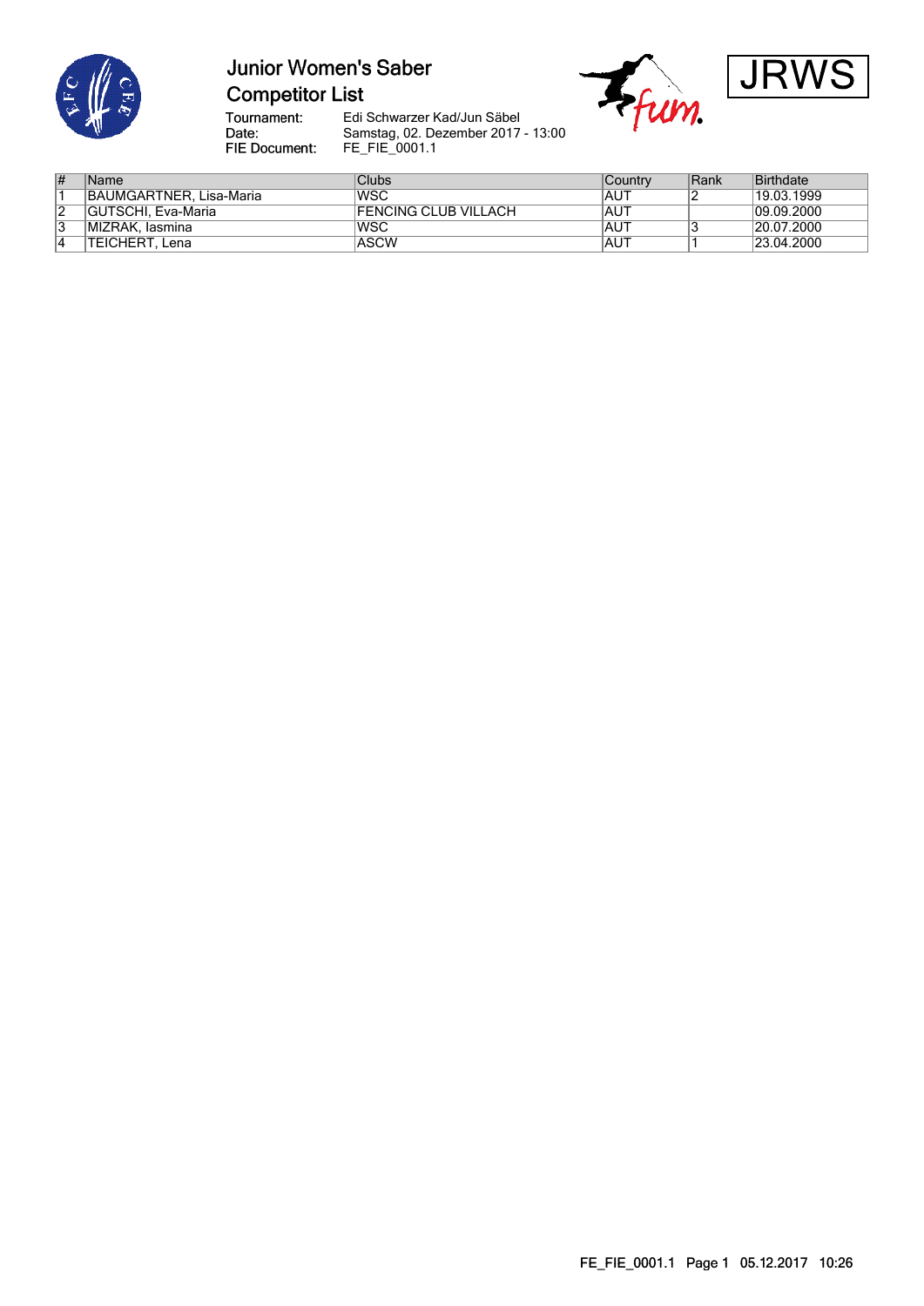# Junior Women's Saber

## Competitor List

JRWS

**Tournament:** Edi Schwarzer Kad/Jun Säbel
**Date:** Samstag, 02. Dezember 2017 - 13:00
**FIE Document:** FE_FIE_0001.1

| # | Name | Clubs | Country | Rank | Birthdate |
|---|---|---|---|---|---|
| 1 | BAUMGARTNER, Lisa-Maria | WSC | AUT | 2 | 19.03.1999 |
| 2 | GUTSCHI, Eva-Maria | FENCING CLUB VILLACH | AUT | | 09.09.2000 |
| 3 | MIZRAK, Iasmina | WSC | AUT | 3 | 20.07.2000 |
| 4 | TEICHERT, Lena | ASCW | AUT | 1 | 23.04.2000 |

FE_FIE_0001.1 Page 1 05.12.2017 10:26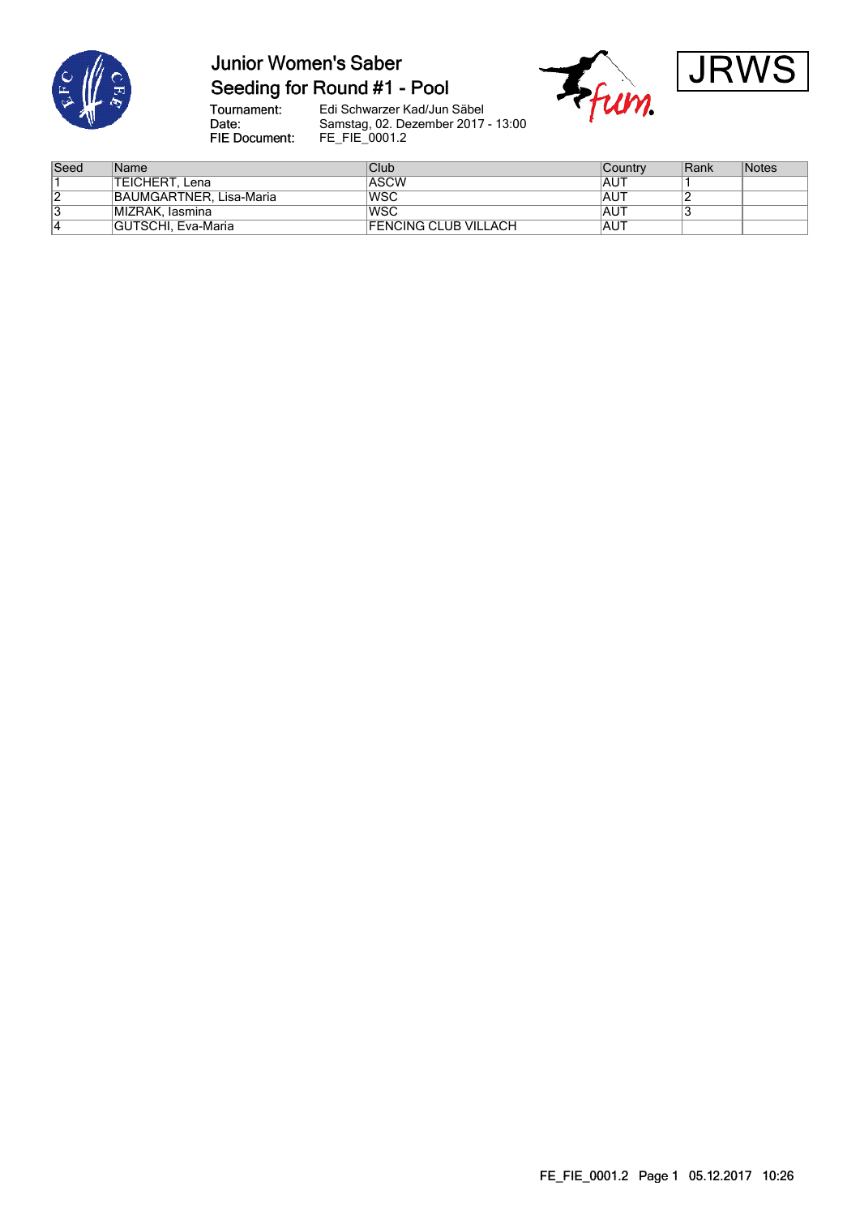# Junior Women's Saber

## Seeding for Round #1 - Pool

JRWS

Tournament: Edi Schwarzer Kad/Jun Säbel
Date: Samstag, 02. Dezember 2017 - 13:00
FIE Document: FE_FIE_0001.2

| Seed | Name | Club | Country | Rank | Notes |
|---|---|---|---|---|---|
| 1 | TEICHERT, Lena | ASCW | AUT | 1 | |
| 2 | BAUMGARTNER, Lisa-Maria | WSC | AUT | 2 | |
| 3 | MIZRAK, Iasmina | WSC | AUT | 3 | |
| 4 | GUTSCHI, Eva-Maria | FENCING CLUB VILLACH | AUT | | |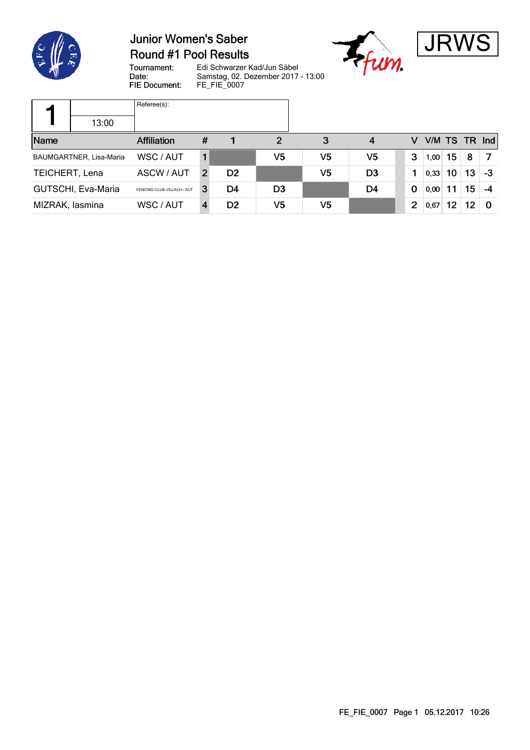# Junior Women's Saber
## Round #1 Pool Results

Tournament: Edi Schwarzer Kad/Jun Säbel
Date: Samstag, 02. Dezember 2017 - 13:00
FIE Document: FE_FIE_0007

JRWS

| 1 | 13:00 | Referee(s): |
|---|---|---|

| Name | Affiliation | # | 1 | 2 | 3 | 4 | V | V/M | TS | TR | Ind |
|---|---|---|---|---|---|---|---|---|---|---|---|
| BAUMGARTNER, Lisa-Maria | WSC / AUT | 1 | | V5 | V5 | V5 | 3 | 1,00 | 15 | 8 | 7 |
| TEICHERT, Lena | ASCW / AUT | 2 | D2 | | V5 | D3 | 1 | 0,33 | 10 | 13 | -3 |
| GUTSCHI, Eva-Maria | FENCING CLUB VILLACH / AUT | 3 | D4 | D3 | | D4 | 0 | 0,00 | 11 | 15 | -4 |
| MIZRAK, Iasmina | WSC / AUT | 4 | D2 | V5 | V5 | | 2 | 0,67 | 12 | 12 | 0 |

FE_FIE_0007 Page 1 05.12.2017 10:26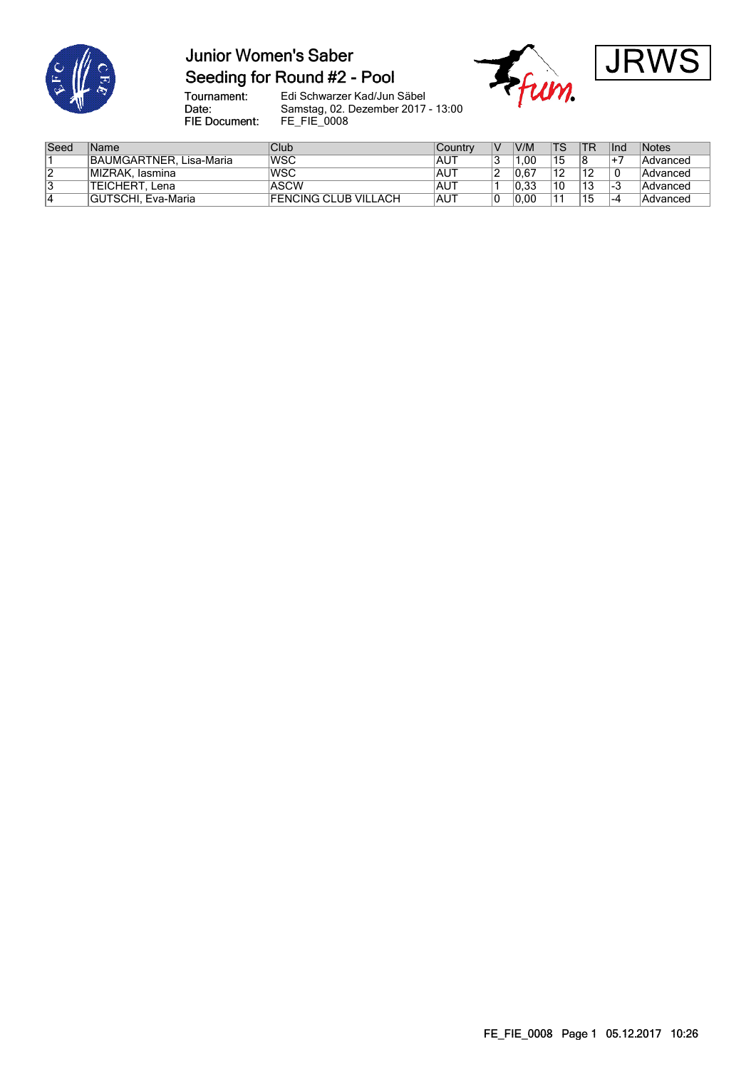# Junior Women's Saber

## Seeding for Round #2 - Pool

JRWS

Tournament: Edi Schwarzer Kad/Jun Säbel
Date: Samstag, 02. Dezember 2017 - 13:00
FIE Document: FE_FIE_0008

| Seed | Name | Club | Country | V | V/M | TS | TR | Ind | Notes |
|---|---|---|---|---|---|---|---|---|---|
| 1 | BAUMGARTNER, Lisa-Maria | WSC | AUT | 3 | 1,00 | 15 | 8 | +7 | Advanced |
| 2 | MIZRAK, Iasmina | WSC | AUT | 2 | 0,67 | 12 | 12 | 0 | Advanced |
| 3 | TEICHERT, Lena | ASCW | AUT | 1 | 0,33 | 10 | 13 | -3 | Advanced |
| 4 | GUTSCHI, Eva-Maria | FENCING CLUB VILLACH | AUT | 0 | 0,00 | 11 | 15 | -4 | Advanced |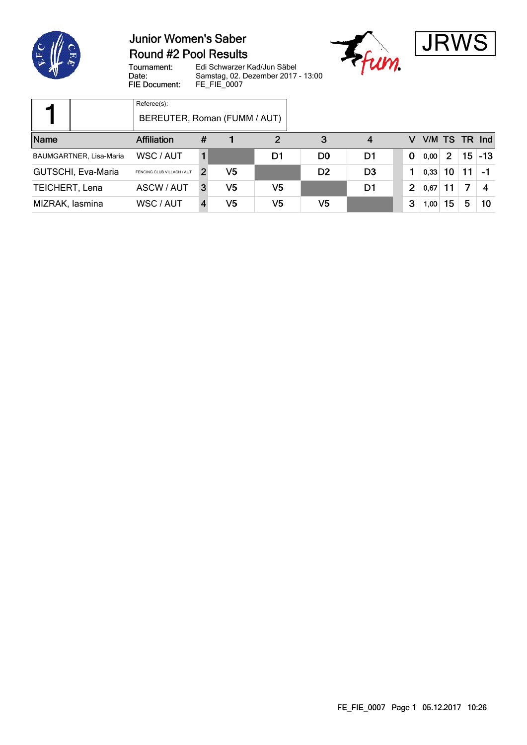# Junior Women's Saber
## Round #2 Pool Results

JRWS

| | |
|---|---|
| Tournament: | Edi Schwarzer Kad/Jun Säbel |
| Date: | Samstag, 02. Dezember 2017 - 13:00 |
| FIE Document: | FE_FIE_0007 |

**1**

Referee(s):
BEREUTER, Roman (FUMM / AUT)

| Name | Affiliation | # | 1 | 2 | 3 | 4 | V | V/M | TS | TR | Ind |
|---|---|---|---|---|---|---|---|---|---|---|---|
| BAUMGARTNER, Lisa-Maria | WSC / AUT | 1 | | D1 | D0 | D1 | 0 | 0,00 | 2 | 15 | -13 |
| GUTSCHI, Eva-Maria | FENCING CLUB VILLACH / AUT | 2 | V5 | | D2 | D3 | 1 | 0,33 | 10 | 11 | -1 |
| TEICHERT, Lena | ASCW / AUT | 3 | V5 | V5 | | D1 | 2 | 0,67 | 11 | 7 | 4 |
| MIZRAK, Iasmina | WSC / AUT | 4 | V5 | V5 | V5 | | 3 | 1,00 | 15 | 5 | 10 |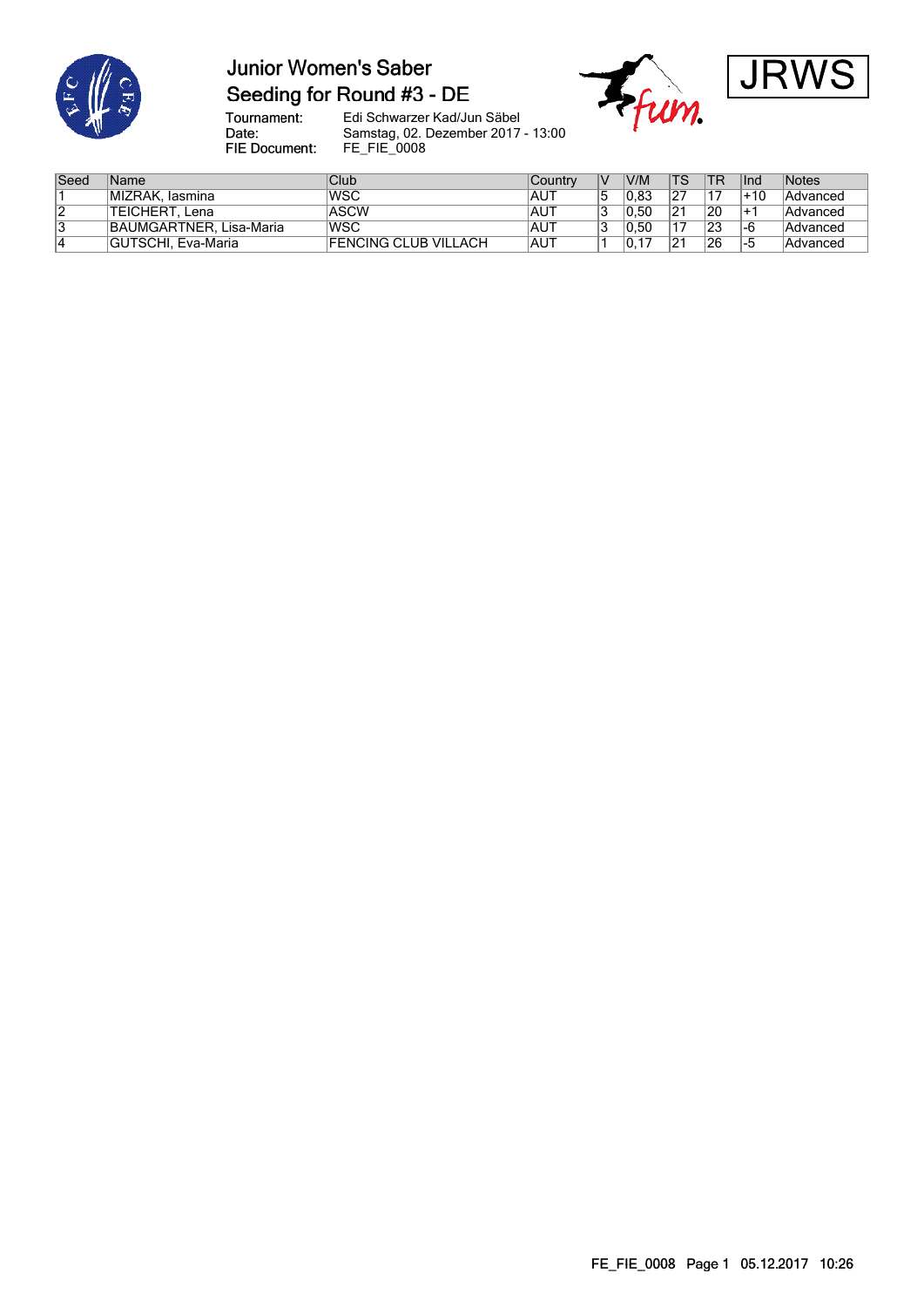# Junior Women's Saber

## Seeding for Round #3 - DE

JRWS

**Tournament:** Edi Schwarzer Kad/Jun Säbel
**Date:** Samstag, 02. Dezember 2017 - 13:00
**FIE Document:** FE_FIE_0008

| Seed | Name | Club | Country | V | V/M | TS | TR | Ind | Notes |
|---|---|---|---|---|---|---|---|---|---|
| 1 | MIZRAK, Iasmina | WSC | AUT | 5 | 0,83 | 27 | 17 | +10 | Advanced |
| 2 | TEICHERT, Lena | ASCW | AUT | 3 | 0,50 | 21 | 20 | +1 | Advanced |
| 3 | BAUMGARTNER, Lisa-Maria | WSC | AUT | 3 | 0,50 | 17 | 23 | -6 | Advanced |
| 4 | GUTSCHI, Eva-Maria | FENCING CLUB VILLACH | AUT | 1 | 0,17 | 21 | 26 | -5 | Advanced |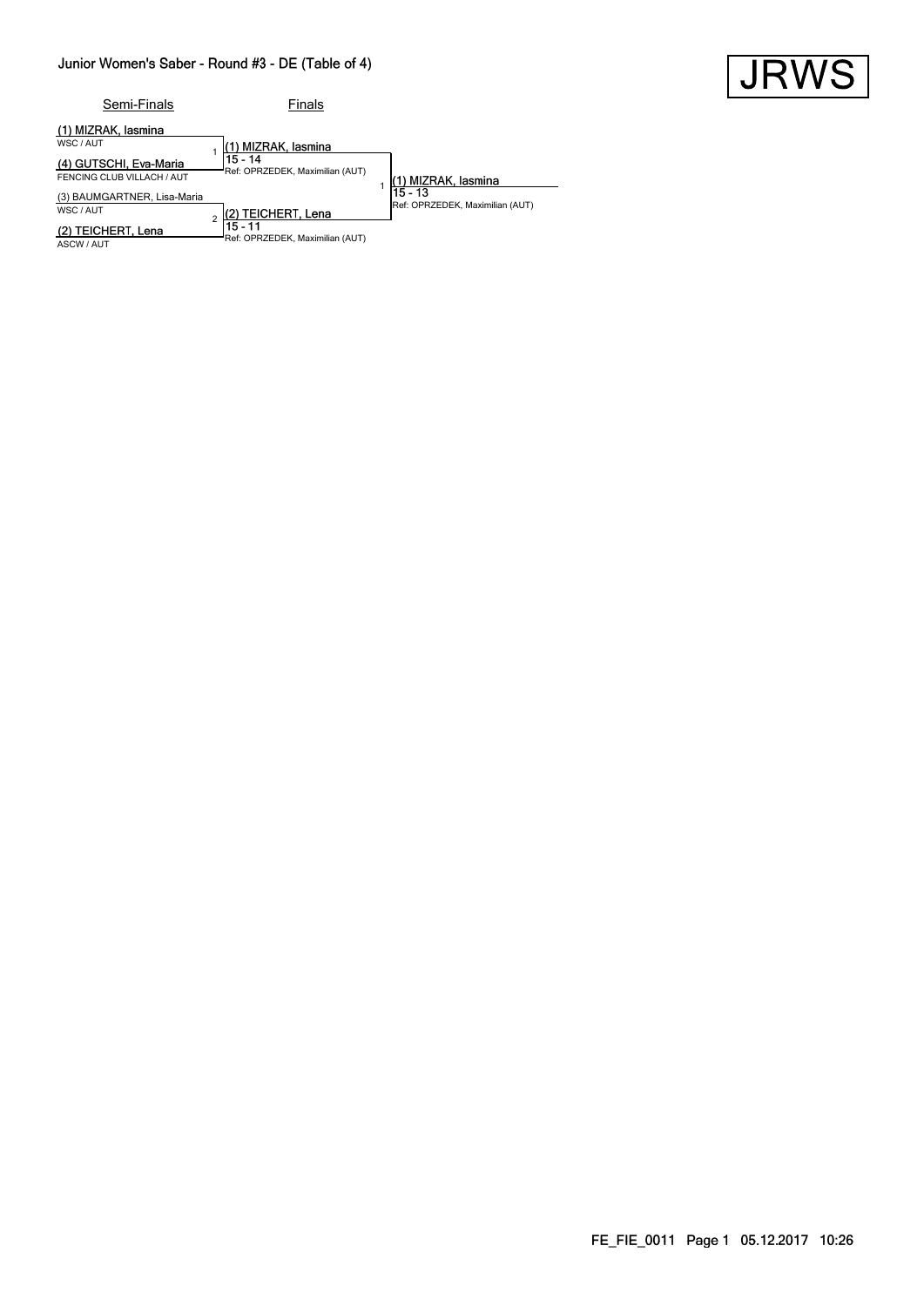## Junior Women's Saber - Round #3 - DE (Table of 4)

**JRWS**

| Semi-Finals | | Finals | | |
|---|---|---|---|---|
| (1) MIZRAK, Iasmina<br>WSC / AUT | 1 | (1) MIZRAK, Iasmina<br>15 - 14<br>Ref: OPRZEDEK, Maximilian (AUT) | 1 | (1) MIZRAK, Iasmina<br>15 - 13<br>Ref: OPRZEDEK, Maximilian (AUT) |
| (4) GUTSCHI, Eva-Maria<br>FENCING CLUB VILLACH / AUT | | | | |
| (3) BAUMGARTNER, Lisa-Maria<br>WSC / AUT | 2 | (2) TEICHERT, Lena<br>15 - 11<br>Ref: OPRZEDEK, Maximilian (AUT) | | |
| (2) TEICHERT, Lena<br>ASCW / AUT | | | | |

FE_FIE_0011 Page 1 05.12.2017 10:26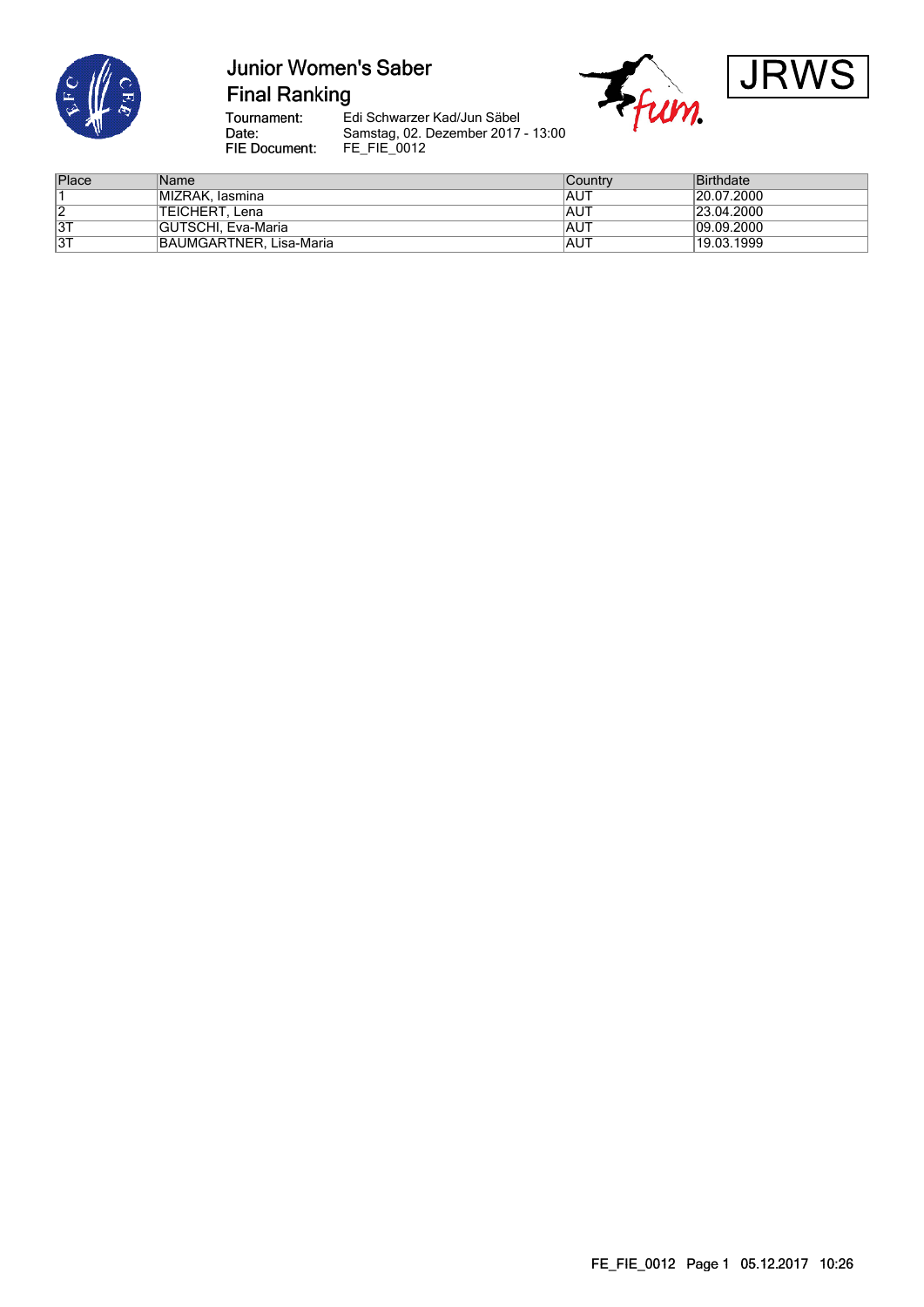# Junior Women's Saber

## Final Ranking

**JRWS**

Tournament: Edi Schwarzer Kad/Jun Säbel
Date: Samstag, 02. Dezember 2017 - 13:00
FIE Document: FE_FIE_0012

| Place | Name | Country | Birthdate |
|---|---|---|---|
| 1 | MIZRAK, Iasmina | AUT | 20.07.2000 |
| 2 | TEICHERT, Lena | AUT | 23.04.2000 |
| 3T | GUTSCHI, Eva-Maria | AUT | 09.09.2000 |
| 3T | BAUMGARTNER, Lisa-Maria | AUT | 19.03.1999 |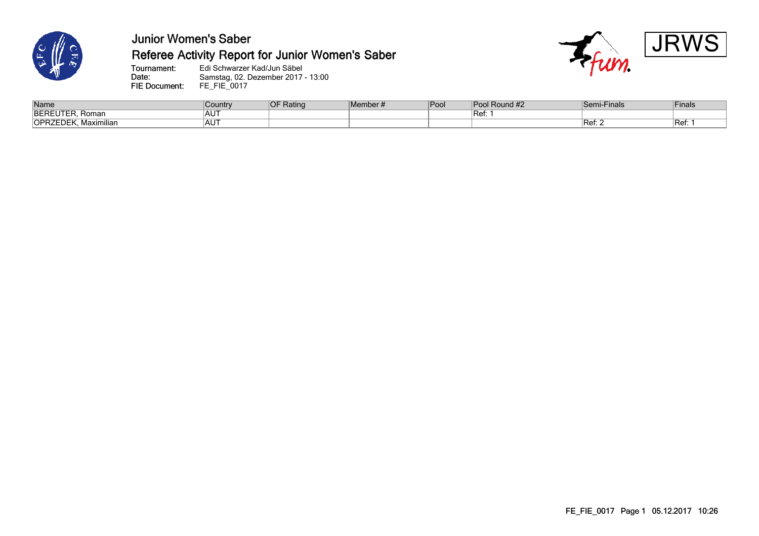# Junior Women's Saber

## Referee Activity Report for Junior Women's Saber

JRWS

**Tournament:** Edi Schwarzer Kad/Jun Säbel
**Date:** Samstag, 02. Dezember 2017 - 13:00
**FIE Document:** FE_FIE_0017

| Name | Country | OF Rating | Member # | Pool | Pool Round #2 | Semi-Finals | Finals |
|---|---|---|---|---|---|---|---|
| BEREUTER, Roman | AUT | | | | Ref: 1 | | |
| OPRZEDEK, Maximilian | AUT | | | | | Ref: 2 | Ref: 1 |